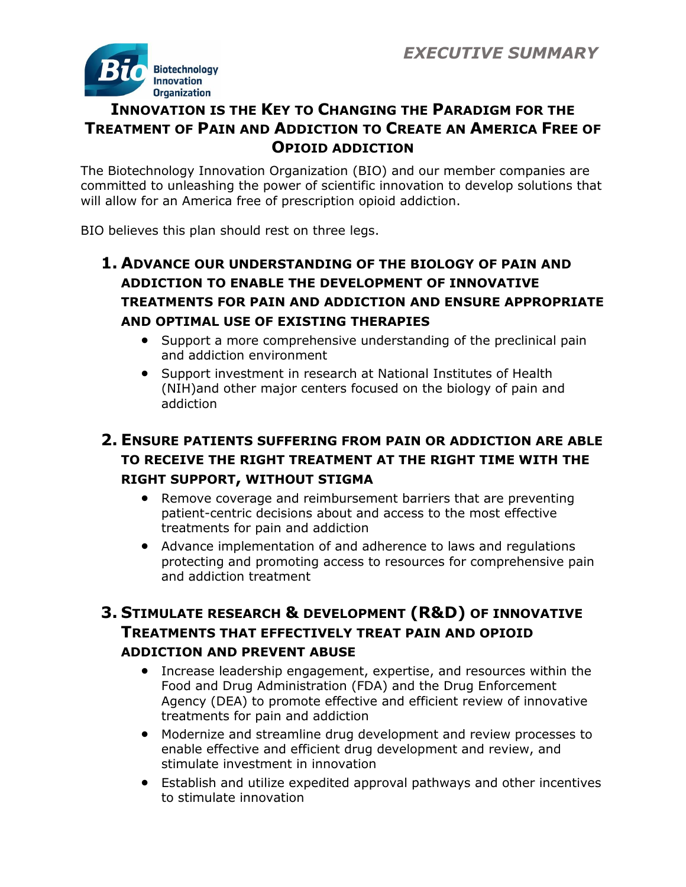*EXECUTIVE SUMMARY*

Biotechnology Innovation Organization

# INNOVATION IS THE KEY TO CHANGING THE PARADIGM FOR THE TREATMENT OF PAIN AND ADDICTION TO CREATE AN AMERICA FREE OF OPIOID ADDICTION

The Biotechnology Innovation Organization (BIO) and our member companies are committed to unleashing the power of scientific innovation to develop solutions that will allow for an America free of prescription opioid addiction.

BIO believes this plan should rest on three legs.

## 1. ADVANCE OUR UNDERSTANDING OF THE BIOLOGY OF PAIN AND ADDICTION TO ENABLE THE DEVELOPMENT OF INNOVATIVE TREATMENTS FOR PAIN AND ADDICTION AND ENSURE APPROPRIATE AND OPTIMAL USE OF EXISTING THERAPIES

- Support a more comprehensive understanding of the preclinical pain and addiction environment
- Support investment in research at National Institutes of Health (NIH)and other major centers focused on the biology of pain and addiction

## 2. ENSURE PATIENTS SUFFERING FROM PAIN OR ADDICTION ARE ABLE TO RECEIVE THE RIGHT TREATMENT AT THE RIGHT TIME WITH THE RIGHT SUPPORT, WITHOUT STIGMA

- Remove coverage and reimbursement barriers that are preventing patient-centric decisions about and access to the most effective treatments for pain and addiction
- Advance implementation of and adherence to laws and regulations protecting and promoting access to resources for comprehensive pain and addiction treatment

## 3. STIMULATE RESEARCH & DEVELOPMENT (R&D) OF INNOVATIVE TREATMENTS THAT EFFECTIVELY TREAT PAIN AND OPIOID ADDICTION AND PREVENT ABUSE

- Increase leadership engagement, expertise, and resources within the Food and Drug Administration (FDA) and the Drug Enforcement Agency (DEA) to promote effective and efficient review of innovative treatments for pain and addiction
- Modernize and streamline drug development and review processes to enable effective and efficient drug development and review, and stimulate investment in innovation
- Establish and utilize expedited approval pathways and other incentives to stimulate innovation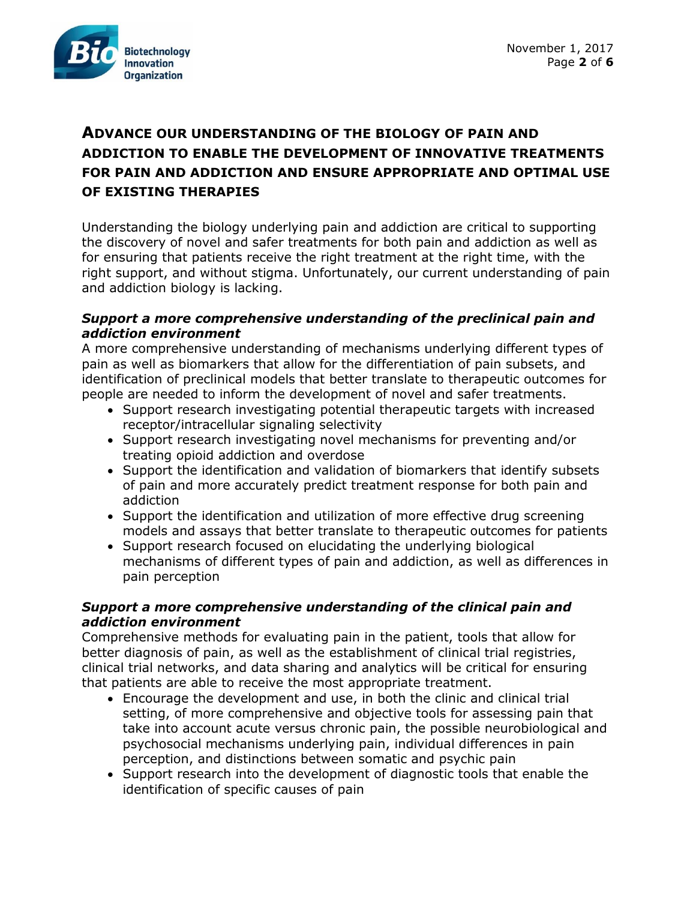## ADVANCE OUR UNDERSTANDING OF THE BIOLOGY OF PAIN AND ADDICTION TO ENABLE THE DEVELOPMENT OF INNOVATIVE TREATMENTS FOR PAIN AND ADDICTION AND ENSURE APPROPRIATE AND OPTIMAL USE OF EXISTING THERAPIES

Understanding the biology underlying pain and addiction are critical to supporting the discovery of novel and safer treatments for both pain and addiction as well as for ensuring that patients receive the right treatment at the right time, with the right support, and without stigma. Unfortunately, our current understanding of pain and addiction biology is lacking.

### ***Support a more comprehensive understanding of the preclinical pain and addiction environment***

A more comprehensive understanding of mechanisms underlying different types of pain as well as biomarkers that allow for the differentiation of pain subsets, and identification of preclinical models that better translate to therapeutic outcomes for people are needed to inform the development of novel and safer treatments.

- Support research investigating potential therapeutic targets with increased receptor/intracellular signaling selectivity
- Support research investigating novel mechanisms for preventing and/or treating opioid addiction and overdose
- Support the identification and validation of biomarkers that identify subsets of pain and more accurately predict treatment response for both pain and addiction
- Support the identification and utilization of more effective drug screening models and assays that better translate to therapeutic outcomes for patients
- Support research focused on elucidating the underlying biological mechanisms of different types of pain and addiction, as well as differences in pain perception

### ***Support a more comprehensive understanding of the clinical pain and addiction environment***

Comprehensive methods for evaluating pain in the patient, tools that allow for better diagnosis of pain, as well as the establishment of clinical trial registries, clinical trial networks, and data sharing and analytics will be critical for ensuring that patients are able to receive the most appropriate treatment.

- Encourage the development and use, in both the clinic and clinical trial setting, of more comprehensive and objective tools for assessing pain that take into account acute versus chronic pain, the possible neurobiological and psychosocial mechanisms underlying pain, individual differences in pain perception, and distinctions between somatic and psychic pain
- Support research into the development of diagnostic tools that enable the identification of specific causes of pain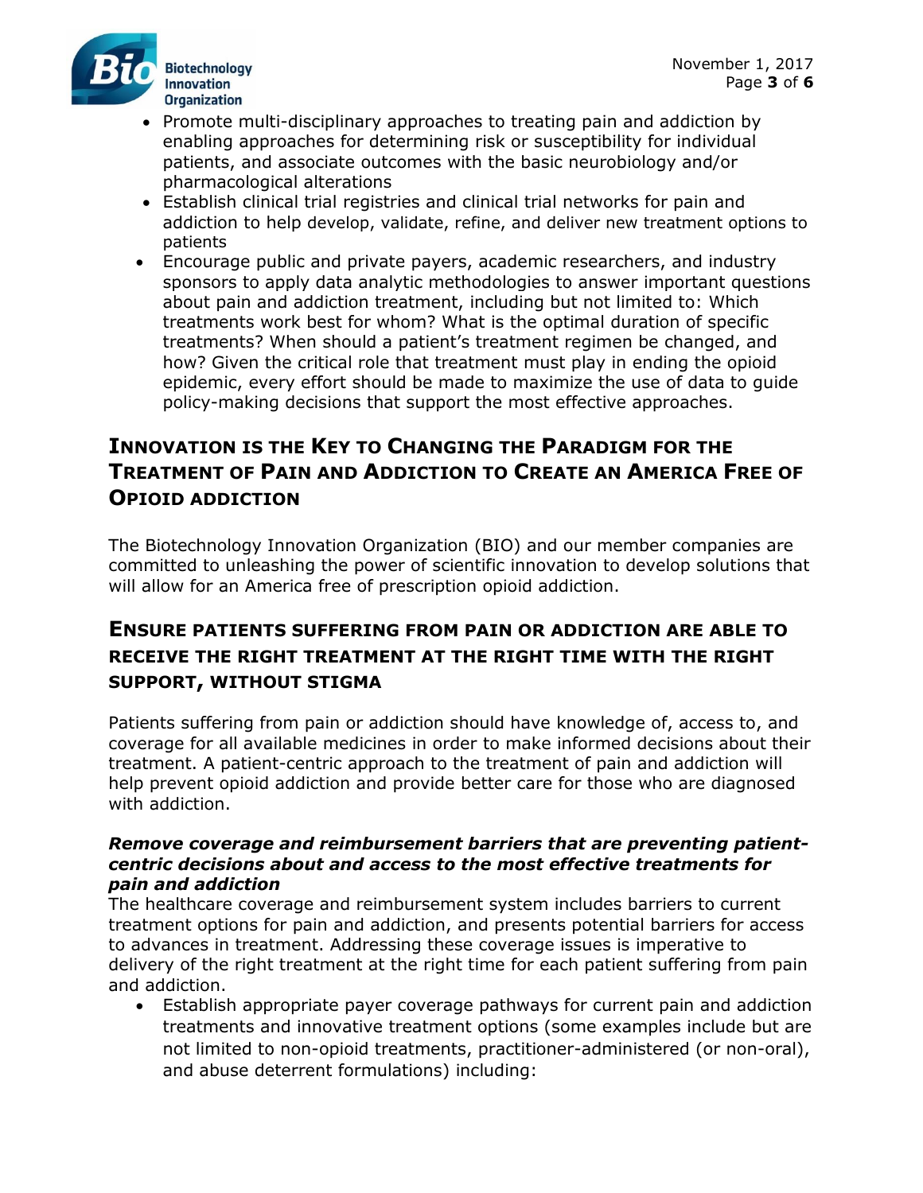- Promote multi-disciplinary approaches to treating pain and addiction by enabling approaches for determining risk or susceptibility for individual patients, and associate outcomes with the basic neurobiology and/or pharmacological alterations
- Establish clinical trial registries and clinical trial networks for pain and addiction to help develop, validate, refine, and deliver new treatment options to patients
- Encourage public and private payers, academic researchers, and industry sponsors to apply data analytic methodologies to answer important questions about pain and addiction treatment, including but not limited to: Which treatments work best for whom? What is the optimal duration of specific treatments? When should a patient's treatment regimen be changed, and how? Given the critical role that treatment must play in ending the opioid epidemic, every effort should be made to maximize the use of data to guide policy-making decisions that support the most effective approaches.

## Innovation is the Key to Changing the Paradigm for the Treatment of Pain and Addiction to Create an America Free of Opioid Addiction

The Biotechnology Innovation Organization (BIO) and our member companies are committed to unleashing the power of scientific innovation to develop solutions that will allow for an America free of prescription opioid addiction.

## Ensure Patients Suffering from Pain or Addiction are Able to Receive the Right Treatment at the Right Time with the Right Support, Without Stigma

Patients suffering from pain or addiction should have knowledge of, access to, and coverage for all available medicines in order to make informed decisions about their treatment. A patient-centric approach to the treatment of pain and addiction will help prevent opioid addiction and provide better care for those who are diagnosed with addiction.

***Remove coverage and reimbursement barriers that are preventing patient-centric decisions about and access to the most effective treatments for pain and addiction***

The healthcare coverage and reimbursement system includes barriers to current treatment options for pain and addiction, and presents potential barriers for access to advances in treatment. Addressing these coverage issues is imperative to delivery of the right treatment at the right time for each patient suffering from pain and addiction.

- Establish appropriate payer coverage pathways for current pain and addiction treatments and innovative treatment options (some examples include but are not limited to non-opioid treatments, practitioner-administered (or non-oral), and abuse deterrent formulations) including: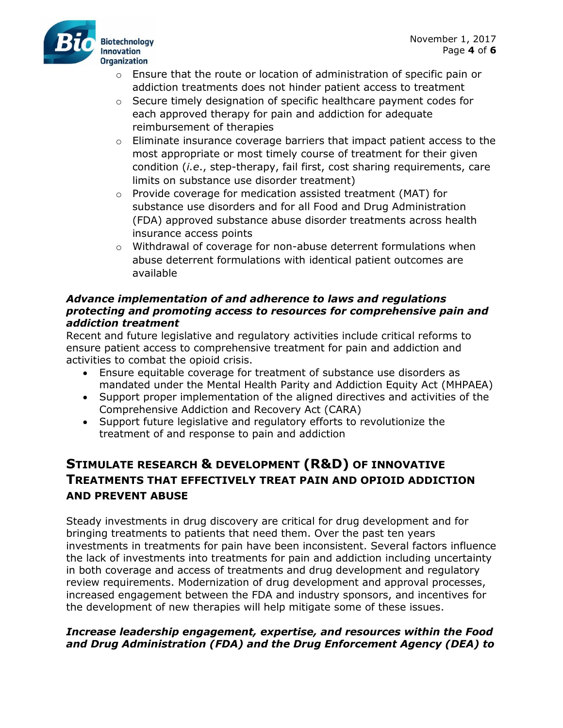- Ensure that the route or location of administration of specific pain or addiction treatments does not hinder patient access to treatment
  - Secure timely designation of specific healthcare payment codes for each approved therapy for pain and addiction for adequate reimbursement of therapies
  - Eliminate insurance coverage barriers that impact patient access to the most appropriate or most timely course of treatment for their given condition (*i.e.*, step-therapy, fail first, cost sharing requirements, care limits on substance use disorder treatment)
  - Provide coverage for medication assisted treatment (MAT) for substance use disorders and for all Food and Drug Administration (FDA) approved substance abuse disorder treatments across health insurance access points
  - Withdrawal of coverage for non-abuse deterrent formulations when abuse deterrent formulations with identical patient outcomes are available

***Advance implementation of and adherence to laws and regulations protecting and promoting access to resources for comprehensive pain and addiction treatment***

Recent and future legislative and regulatory activities include critical reforms to ensure patient access to comprehensive treatment for pain and addiction and activities to combat the opioid crisis.

- Ensure equitable coverage for treatment of substance use disorders as mandated under the Mental Health Parity and Addiction Equity Act (MHPAEA)
- Support proper implementation of the aligned directives and activities of the Comprehensive Addiction and Recovery Act (CARA)
- Support future legislative and regulatory efforts to revolutionize the treatment of and response to pain and addiction

## Stimulate Research & Development (R&D) of Innovative Treatments that Effectively Treat Pain and Opioid Addiction and Prevent Abuse

Steady investments in drug discovery are critical for drug development and for bringing treatments to patients that need them. Over the past ten years investments in treatments for pain have been inconsistent. Several factors influence the lack of investments into treatments for pain and addiction including uncertainty in both coverage and access of treatments and drug development and regulatory review requirements. Modernization of drug development and approval processes, increased engagement between the FDA and industry sponsors, and incentives for the development of new therapies will help mitigate some of these issues.

***Increase leadership engagement, expertise, and resources within the Food and Drug Administration (FDA) and the Drug Enforcement Agency (DEA) to***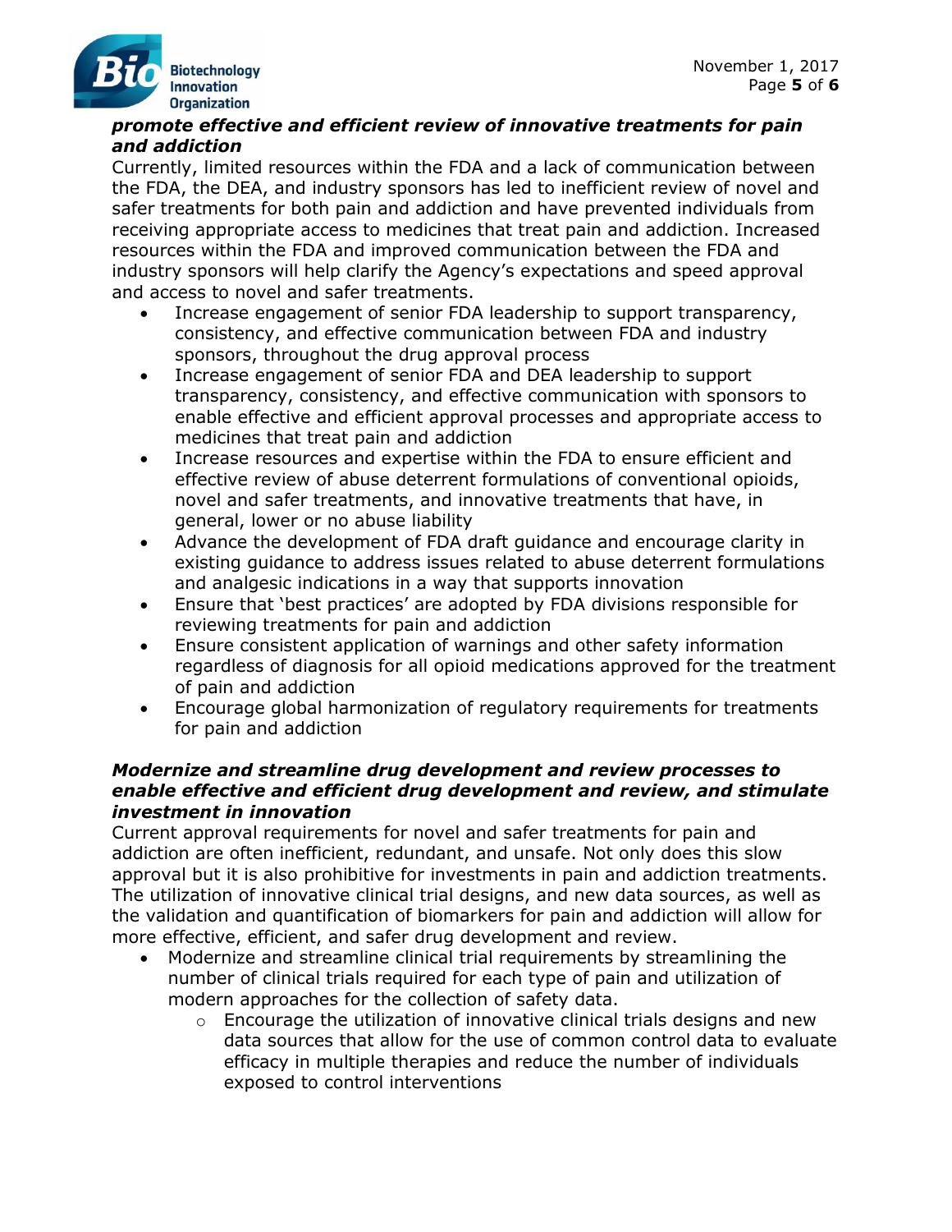***promote effective and efficient review of innovative treatments for pain and addiction***

Currently, limited resources within the FDA and a lack of communication between the FDA, the DEA, and industry sponsors has led to inefficient review of novel and safer treatments for both pain and addiction and have prevented individuals from receiving appropriate access to medicines that treat pain and addiction. Increased resources within the FDA and improved communication between the FDA and industry sponsors will help clarify the Agency's expectations and speed approval and access to novel and safer treatments.

- Increase engagement of senior FDA leadership to support transparency, consistency, and effective communication between FDA and industry sponsors, throughout the drug approval process
- Increase engagement of senior FDA and DEA leadership to support transparency, consistency, and effective communication with sponsors to enable effective and efficient approval processes and appropriate access to medicines that treat pain and addiction
- Increase resources and expertise within the FDA to ensure efficient and effective review of abuse deterrent formulations of conventional opioids, novel and safer treatments, and innovative treatments that have, in general, lower or no abuse liability
- Advance the development of FDA draft guidance and encourage clarity in existing guidance to address issues related to abuse deterrent formulations and analgesic indications in a way that supports innovation
- Ensure that 'best practices' are adopted by FDA divisions responsible for reviewing treatments for pain and addiction
- Ensure consistent application of warnings and other safety information regardless of diagnosis for all opioid medications approved for the treatment of pain and addiction
- Encourage global harmonization of regulatory requirements for treatments for pain and addiction

***Modernize and streamline drug development and review processes to enable effective and efficient drug development and review, and stimulate investment in innovation***

Current approval requirements for novel and safer treatments for pain and addiction are often inefficient, redundant, and unsafe. Not only does this slow approval but it is also prohibitive for investments in pain and addiction treatments. The utilization of innovative clinical trial designs, and new data sources, as well as the validation and quantification of biomarkers for pain and addiction will allow for more effective, efficient, and safer drug development and review.

- Modernize and streamline clinical trial requirements by streamlining the number of clinical trials required for each type of pain and utilization of modern approaches for the collection of safety data.
    - Encourage the utilization of innovative clinical trials designs and new data sources that allow for the use of common control data to evaluate efficacy in multiple therapies and reduce the number of individuals exposed to control interventions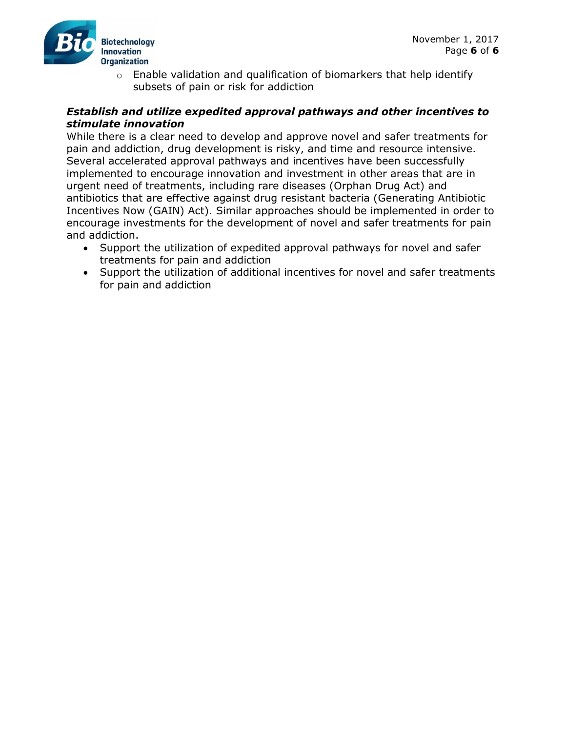- Enable validation and qualification of biomarkers that help identify subsets of pain or risk for addiction

***Establish and utilize expedited approval pathways and other incentives to stimulate innovation***

While there is a clear need to develop and approve novel and safer treatments for pain and addiction, drug development is risky, and time and resource intensive. Several accelerated approval pathways and incentives have been successfully implemented to encourage innovation and investment in other areas that are in urgent need of treatments, including rare diseases (Orphan Drug Act) and antibiotics that are effective against drug resistant bacteria (Generating Antibiotic Incentives Now (GAIN) Act). Similar approaches should be implemented in order to encourage investments for the development of novel and safer treatments for pain and addiction.

- Support the utilization of expedited approval pathways for novel and safer treatments for pain and addiction
- Support the utilization of additional incentives for novel and safer treatments for pain and addiction